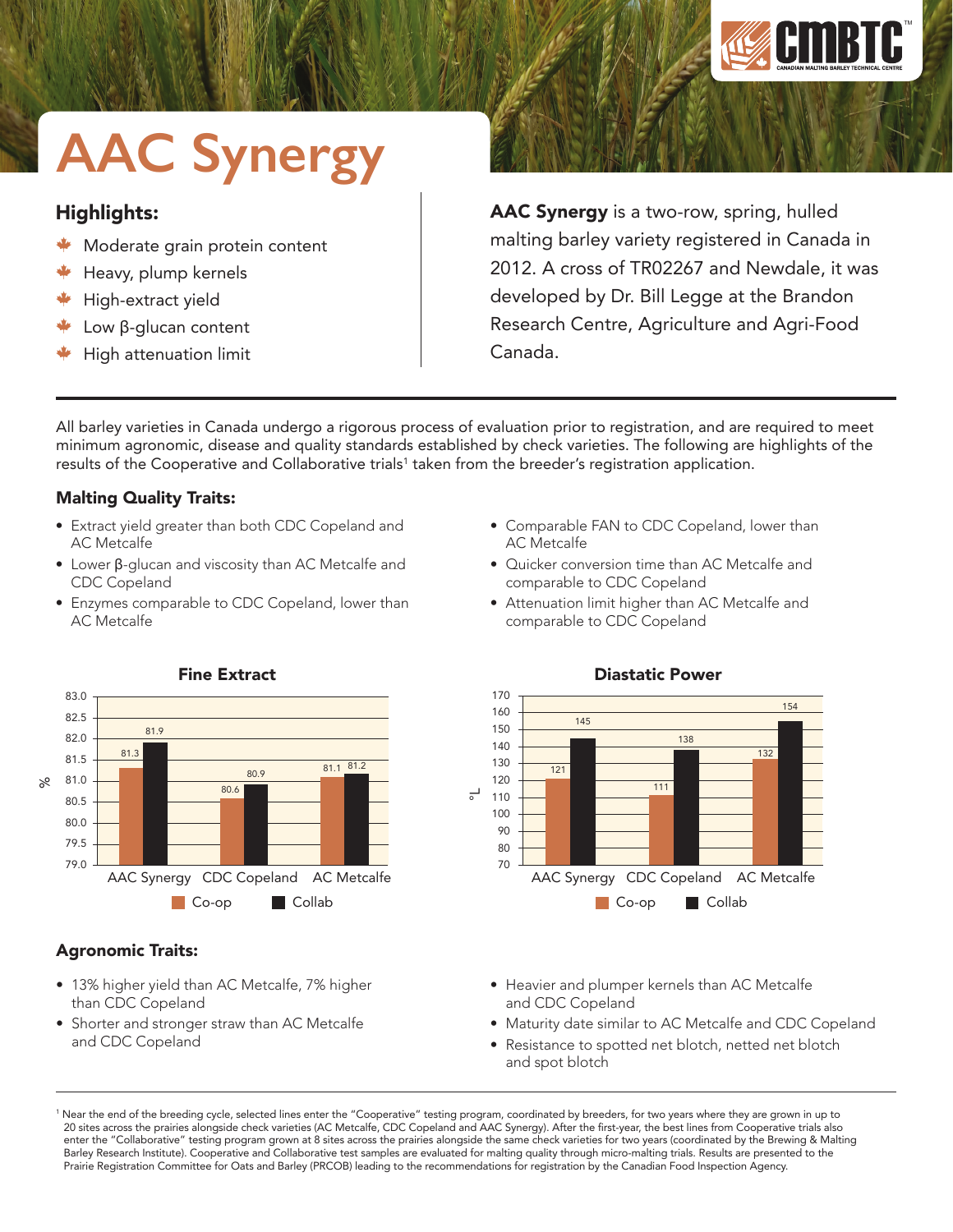# AAC Synergy

## Highlights:

- Moderate grain protein content
- Heavy, plump kernels
- High-extract yield
- Low β-glucan content
- High attenuation limit

**AAC Synergy** is a two-row, spring, hulled malting barley variety registered in Canada in 2012. A cross of TR02267 and Newdale, it was developed by Dr. Bill Legge at the Brandon Research Centre, Agriculture and Agri-Food Canada.

All barley varieties in Canada undergo a rigorous process of evaluation prior to registration, and are required to meet minimum agronomic, disease and quality standards established by check varieties. The following are highlights of the results of the Cooperative and Collaborative trials[1] taken from the breeder's registration application.

### Malting Quality Traits:

- Extract yield greater than both CDC Copeland and AC Metcalfe
- Lower β-glucan and viscosity than AC Metcalfe and CDC Copeland
- Enzymes comparable to CDC Copeland, lower than AC Metcalfe
- Comparable FAN to CDC Copeland, lower than AC Metcalfe
- Quicker conversion time than AC Metcalfe and comparable to CDC Copeland
- Attenuation limit higher than AC Metcalfe and comparable to CDC Copeland

**Fine Extract** (%)

| | Co-op | Collab |
|---|---|---|
| AAC Synergy | 81.3 | 81.9 |
| CDC Copeland | 80.6 | 80.9 |
| AC Metcalfe | 81.1 | 81.2 |

**Diastatic Power** (°L)

| | Co-op | Collab |
|---|---|---|
| AAC Synergy | 121 | 145 |
| CDC Copeland | 111 | 138 |
| AC Metcalfe | 132 | 154 |

### Agronomic Traits:

- 13% higher yield than AC Metcalfe, 7% higher than CDC Copeland
- Shorter and stronger straw than AC Metcalfe and CDC Copeland
- Heavier and plumper kernels than AC Metcalfe and CDC Copeland
- Maturity date similar to AC Metcalfe and CDC Copeland
- Resistance to spotted net blotch, netted net blotch and spot blotch

[1] Near the end of the breeding cycle, selected lines enter the "Cooperative" testing program, coordinated by breeders, for two years where they are grown in up to 20 sites across the prairies alongside check varieties (AC Metcalfe, CDC Copeland and AAC Synergy). After the first-year, the best lines from Cooperative trials also enter the "Collaborative" testing program grown at 8 sites across the prairies alongside the same check varieties for two years (coordinated by the Brewing & Malting Barley Research Institute). Cooperative and Collaborative test samples are evaluated for malting quality through micro-malting trials. Results are presented to the Prairie Registration Committee for Oats and Barley (PRCOB) leading to the recommendations for registration by the Canadian Food Inspection Agency.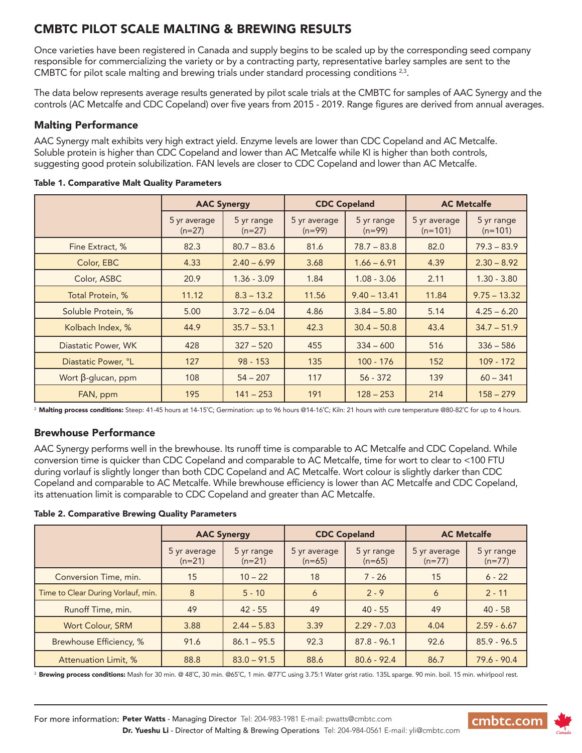## CMBTC PILOT SCALE MALTING & BREWING RESULTS

Once varieties have been registered in Canada and supply begins to be scaled up by the corresponding seed company responsible for commercializing the variety or by a contracting party, representative barley samples are sent to the CMBTC for pilot scale malting and brewing trials under standard processing conditions [2,3].

The data below represents average results generated by pilot scale trials at the CMBTC for samples of AAC Synergy and the controls (AC Metcalfe and CDC Copeland) over five years from 2015 - 2019. Range figures are derived from annual averages.

### Malting Performance

AAC Synergy malt exhibits very high extract yield. Enzyme levels are lower than CDC Copeland and AC Metcalfe. Soluble protein is higher than CDC Copeland and lower than AC Metcalfe while KI is higher than both controls, suggesting good protein solubilization. FAN levels are closer to CDC Copeland and lower than AC Metcalfe.

**Table 1. Comparative Malt Quality Parameters**

| | AAC Synergy | | CDC Copeland | | AC Metcalfe | |
|---|---|---|---|---|---|---|
| | 5 yr average (n=27) | 5 yr range (n=27) | 5 yr average (n=99) | 5 yr range (n=99) | 5 yr average (n=101) | 5 yr range (n=101) |
| Fine Extract, % | 82.3 | 80.7 – 83.6 | 81.6 | 78.7 – 83.8 | 82.0 | 79.3 – 83.9 |
| Color, EBC | 4.33 | 2.40 – 6.99 | 3.68 | 1.66 – 6.91 | 4.39 | 2.30 – 8.92 |
| Color, ASBC | 20.9 | 1.36 - 3.09 | 1.84 | 1.08 - 3.06 | 2.11 | 1.30 - 3.80 |
| Total Protein, % | 11.12 | 8.3 – 13.2 | 11.56 | 9.40 – 13.41 | 11.84 | 9.75 – 13.32 |
| Soluble Protein, % | 5.00 | 3.72 – 6.04 | 4.86 | 3.84 – 5.80 | 5.14 | 4.25 – 6.20 |
| Kolbach Index, % | 44.9 | 35.7 – 53.1 | 42.3 | 30.4 – 50.8 | 43.4 | 34.7 – 51.9 |
| Diastatic Power, WK | 428 | 327 – 520 | 455 | 334 – 600 | 516 | 336 – 586 |
| Diastatic Power, °L | 127 | 98 - 153 | 135 | 100 - 176 | 152 | 109 - 172 |
| Wort β-glucan, ppm | 108 | 54 – 207 | 117 | 56 - 372 | 139 | 60 – 341 |
| FAN, ppm | 195 | 141 – 253 | 191 | 128 – 253 | 214 | 158 – 279 |

[2] **Malting process conditions:** Steep: 41-45 hours at 14-15˚C; Germination: up to 96 hours @14-16˚C; Kiln: 21 hours with cure temperature @80-82˚C for up to 4 hours.

### Brewhouse Performance

AAC Synergy performs well in the brewhouse. Its runoff time is comparable to AC Metcalfe and CDC Copeland. While conversion time is quicker than CDC Copeland and comparable to AC Metcalfe, time for wort to clear to <100 FTU during vorlauf is slightly longer than both CDC Copeland and AC Metcalfe. Wort colour is slightly darker than CDC Copeland and comparable to AC Metcalfe. While brewhouse efficiency is lower than AC Metcalfe and CDC Copeland, its attenuation limit is comparable to CDC Copeland and greater than AC Metcalfe.

**Table 2. Comparative Brewing Quality Parameters**

| | AAC Synergy | | CDC Copeland | | AC Metcalfe | |
|---|---|---|---|---|---|---|
| | 5 yr average (n=21) | 5 yr range (n=21) | 5 yr average (n=65) | 5 yr range (n=65) | 5 yr average (n=77) | 5 yr range (n=77) |
| Conversion Time, min. | 15 | 10 – 22 | 18 | 7 - 26 | 15 | 6 - 22 |
| Time to Clear During Vorlauf, min. | 8 | 5 - 10 | 6 | 2 - 9 | 6 | 2 - 11 |
| Runoff Time, min. | 49 | 42 - 55 | 49 | 40 - 55 | 49 | 40 - 58 |
| Wort Colour, SRM | 3.88 | 2.44 – 5.83 | 3.39 | 2.29 - 7.03 | 4.04 | 2.59 - 6.67 |
| Brewhouse Efficiency, % | 91.6 | 86.1 – 95.5 | 92.3 | 87.8 - 96.1 | 92.6 | 85.9 - 96.5 |
| Attenuation Limit, % | 88.8 | 83.0 – 91.5 | 88.6 | 80.6 - 92.4 | 86.7 | 79.6 - 90.4 |

[3] **Brewing process conditions:** Mash for 30 min. @ 48˚C, 30 min. @65˚C, 1 min. @77˚C using 3.75:1 Water grist ratio. 135L sparge. 90 min. boil. 15 min. whirlpool rest.

For more information: **Peter Watts** - Managing Director Tel: 204-983-1981 E-mail: pwatts@cmbtc.com
**Dr. Yueshu Li** - Director of Malting & Brewing Operations Tel: 204-984-0561 E-mail: yli@cmbtc.com

cmbtc.com